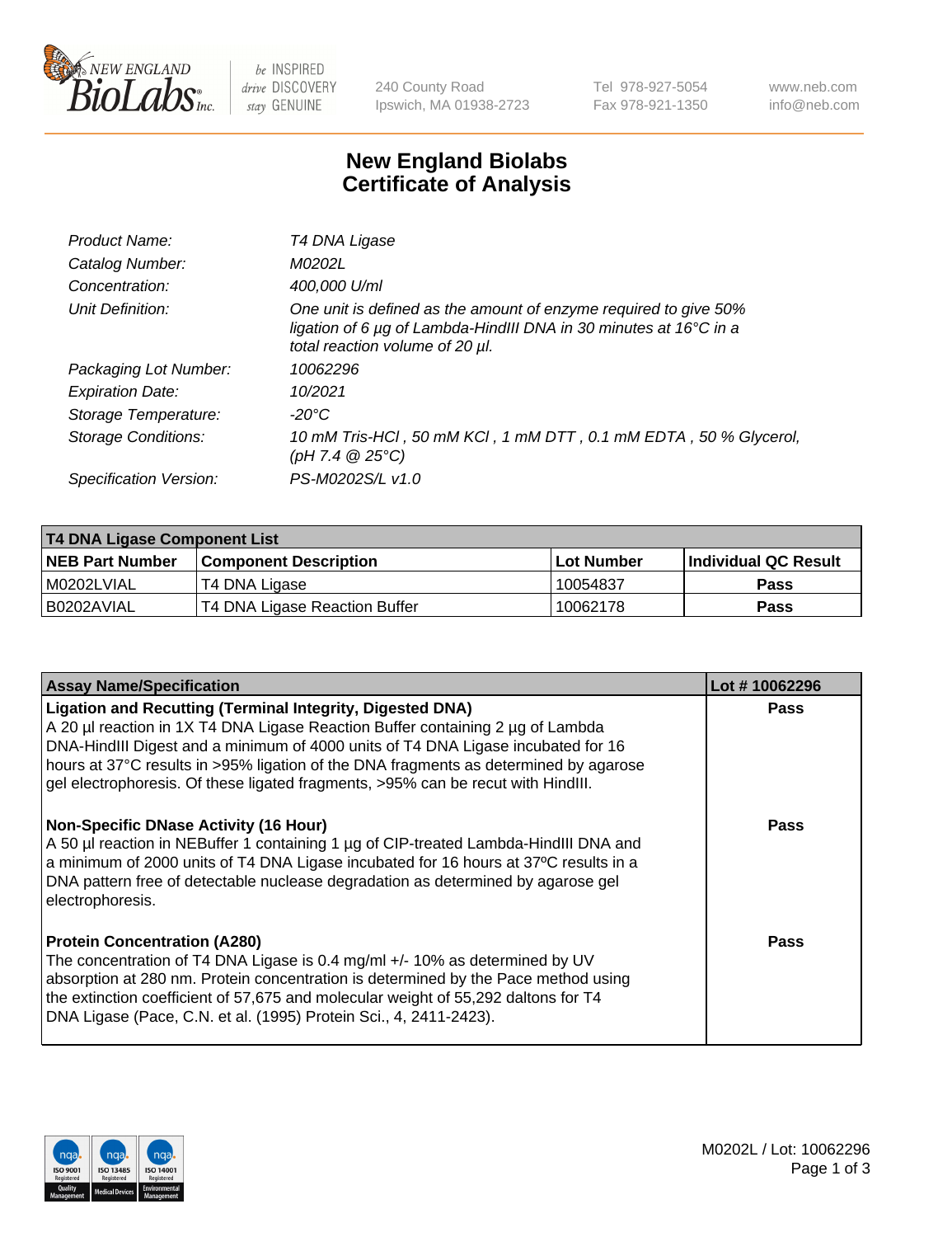# New England Biolabs Certificate of Analysis

| | |
|---|---|
| Product Name: | T4 DNA Ligase |
| Catalog Number: | M0202L |
| Concentration: | 400,000 U/ml |
| Unit Definition: | One unit is defined as the amount of enzyme required to give 50% ligation of 6 µg of Lambda-HindIII DNA in 30 minutes at 16°C in a total reaction volume of 20 µl. |
| Packaging Lot Number: | 10062296 |
| Expiration Date: | 10/2021 |
| Storage Temperature: | -20°C |
| Storage Conditions: | 10 mM Tris-HCl , 50 mM KCl , 1 mM DTT , 0.1 mM EDTA , 50 % Glycerol, (pH 7.4 @ 25°C) |
| Specification Version: | PS-M0202S/L v1.0 |

| T4 DNA Ligase Component List | | | |
|---|---|---|---|
| **NEB Part Number** | **Component Description** | **Lot Number** | **Individual QC Result** |
| M0202LVIAL | T4 DNA Ligase | 10054837 | Pass |
| B0202AVIAL | T4 DNA Ligase Reaction Buffer | 10062178 | Pass |

| Assay Name/Specification | Lot # 10062296 |
|---|---|
| **Ligation and Recutting (Terminal Integrity, Digested DNA)**<br>A 20 µl reaction in 1X T4 DNA Ligase Reaction Buffer containing 2 µg of Lambda DNA-HindIII Digest and a minimum of 4000 units of T4 DNA Ligase incubated for 16 hours at 37°C results in >95% ligation of the DNA fragments as determined by agarose gel electrophoresis. Of these ligated fragments, >95% can be recut with HindIII. | Pass |
| **Non-Specific DNase Activity (16 Hour)**<br>A 50 µl reaction in NEBuffer 1 containing 1 µg of CIP-treated Lambda-HindIII DNA and a minimum of 2000 units of T4 DNA Ligase incubated for 16 hours at 37ºC results in a DNA pattern free of detectable nuclease degradation as determined by agarose gel electrophoresis. | Pass |
| **Protein Concentration (A280)**<br>The concentration of T4 DNA Ligase is 0.4 mg/ml +/- 10% as determined by UV absorption at 280 nm. Protein concentration is determined by the Pace method using the extinction coefficient of 57,675 and molecular weight of 55,292 daltons for T4 DNA Ligase (Pace, C.N. et al. (1995) Protein Sci., 4, 2411-2423). | Pass |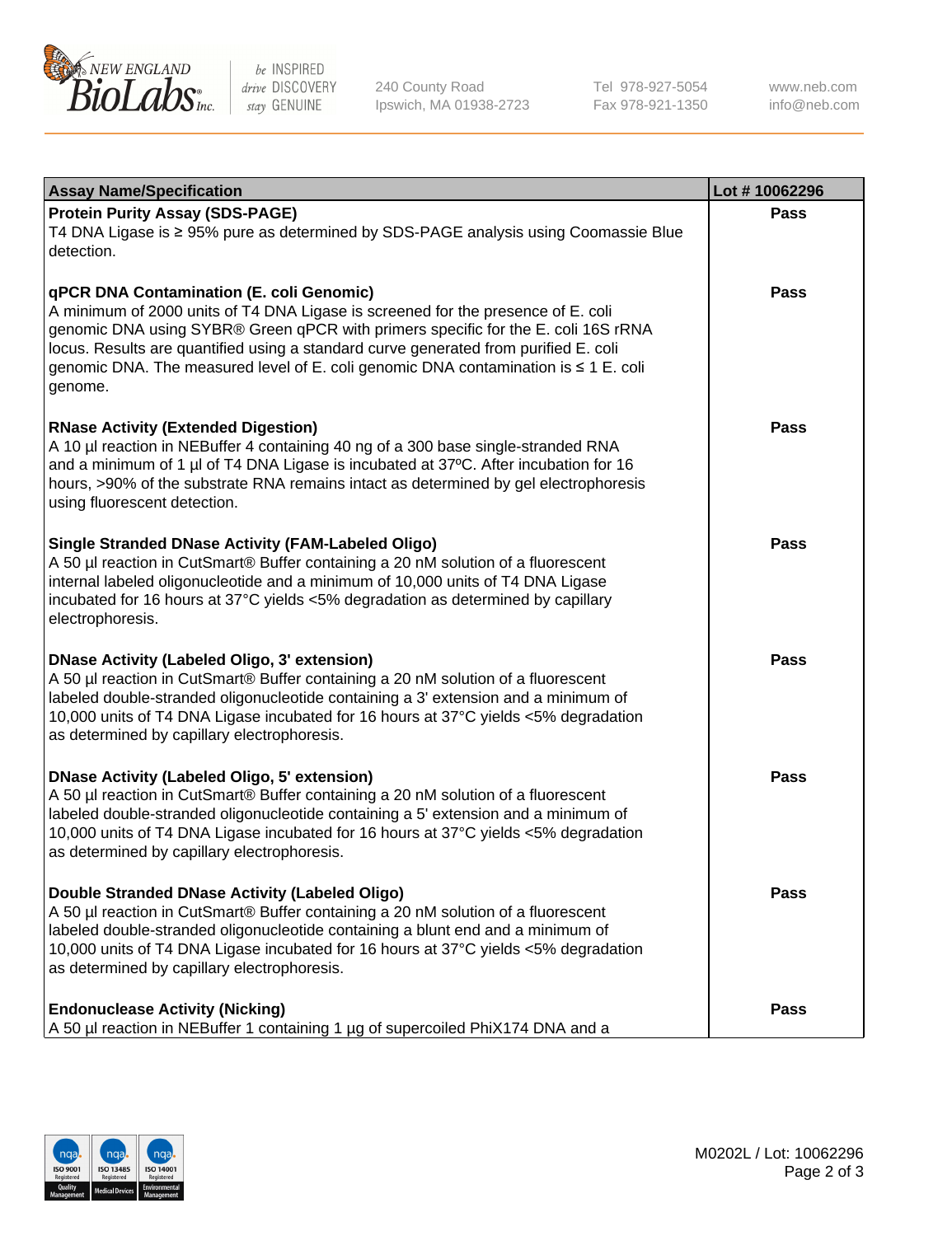| Assay Name/Specification | Lot # 10062296 |
| --- | --- |
| **Protein Purity Assay (SDS-PAGE)**<br>T4 DNA Ligase is ≥ 95% pure as determined by SDS-PAGE analysis using Coomassie Blue detection. | Pass |
| **qPCR DNA Contamination (E. coli Genomic)**<br>A minimum of 2000 units of T4 DNA Ligase is screened for the presence of E. coli genomic DNA using SYBR® Green qPCR with primers specific for the E. coli 16S rRNA locus. Results are quantified using a standard curve generated from purified E. coli genomic DNA. The measured level of E. coli genomic DNA contamination is ≤ 1 E. coli genome. | Pass |
| **RNase Activity (Extended Digestion)**<br>A 10 µl reaction in NEBuffer 4 containing 40 ng of a 300 base single-stranded RNA and a minimum of 1 µl of T4 DNA Ligase is incubated at 37ºC. After incubation for 16 hours, >90% of the substrate RNA remains intact as determined by gel electrophoresis using fluorescent detection. | Pass |
| **Single Stranded DNase Activity (FAM-Labeled Oligo)**<br>A 50 µl reaction in CutSmart® Buffer containing a 20 nM solution of a fluorescent internal labeled oligonucleotide and a minimum of 10,000 units of T4 DNA Ligase incubated for 16 hours at 37°C yields <5% degradation as determined by capillary electrophoresis. | Pass |
| **DNase Activity (Labeled Oligo, 3' extension)**<br>A 50 µl reaction in CutSmart® Buffer containing a 20 nM solution of a fluorescent labeled double-stranded oligonucleotide containing a 3' extension and a minimum of 10,000 units of T4 DNA Ligase incubated for 16 hours at 37°C yields <5% degradation as determined by capillary electrophoresis. | Pass |
| **DNase Activity (Labeled Oligo, 5' extension)**<br>A 50 µl reaction in CutSmart® Buffer containing a 20 nM solution of a fluorescent labeled double-stranded oligonucleotide containing a 5' extension and a minimum of 10,000 units of T4 DNA Ligase incubated for 16 hours at 37°C yields <5% degradation as determined by capillary electrophoresis. | Pass |
| **Double Stranded DNase Activity (Labeled Oligo)**<br>A 50 µl reaction in CutSmart® Buffer containing a 20 nM solution of a fluorescent labeled double-stranded oligonucleotide containing a blunt end and a minimum of 10,000 units of T4 DNA Ligase incubated for 16 hours at 37°C yields <5% degradation as determined by capillary electrophoresis. | Pass |
| **Endonuclease Activity (Nicking)**<br>A 50 µl reaction in NEBuffer 1 containing 1 µg of supercoiled PhiX174 DNA and a | Pass |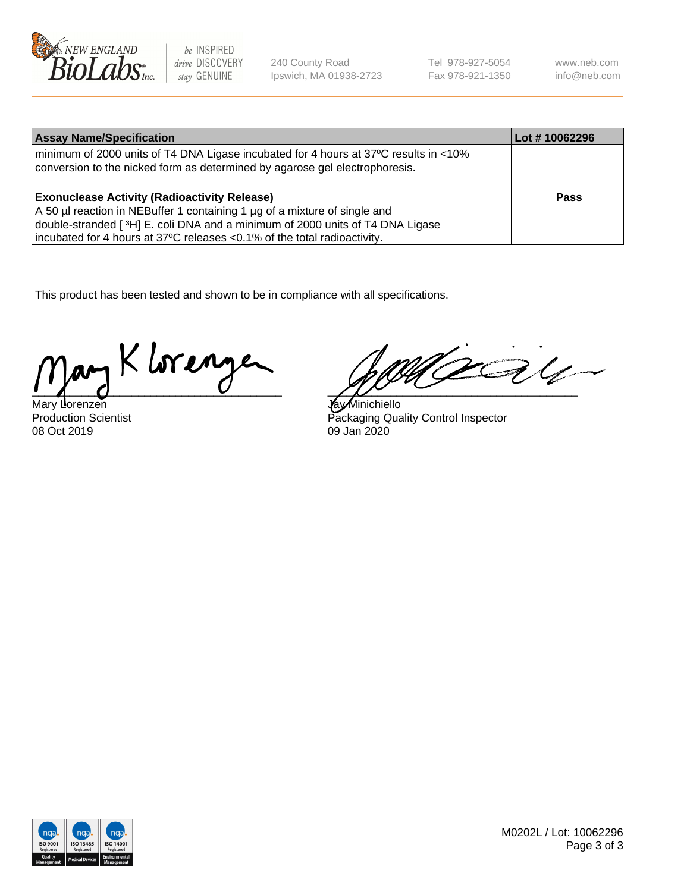| Assay Name/Specification | Lot # 10062296 |
| --- | --- |
| minimum of 2000 units of T4 DNA Ligase incubated for 4 hours at 37ºC results in <10% conversion to the nicked form as determined by agarose gel electrophoresis. | |
| **Exonuclease Activity (Radioactivity Release)**<br>A 50 µl reaction in NEBuffer 1 containing 1 µg of a mixture of single and double-stranded [ $^3$H] E. coli DNA and a minimum of 2000 units of T4 DNA Ligase incubated for 4 hours at 37ºC releases <0.1% of the total radioactivity. | **Pass** |

This product has been tested and shown to be in compliance with all specifications.

Mary Lorenzen
Production Scientist
08 Oct 2019

Jay Minichiello
Packaging Quality Control Inspector
09 Jan 2020

M0202L / Lot: 10062296